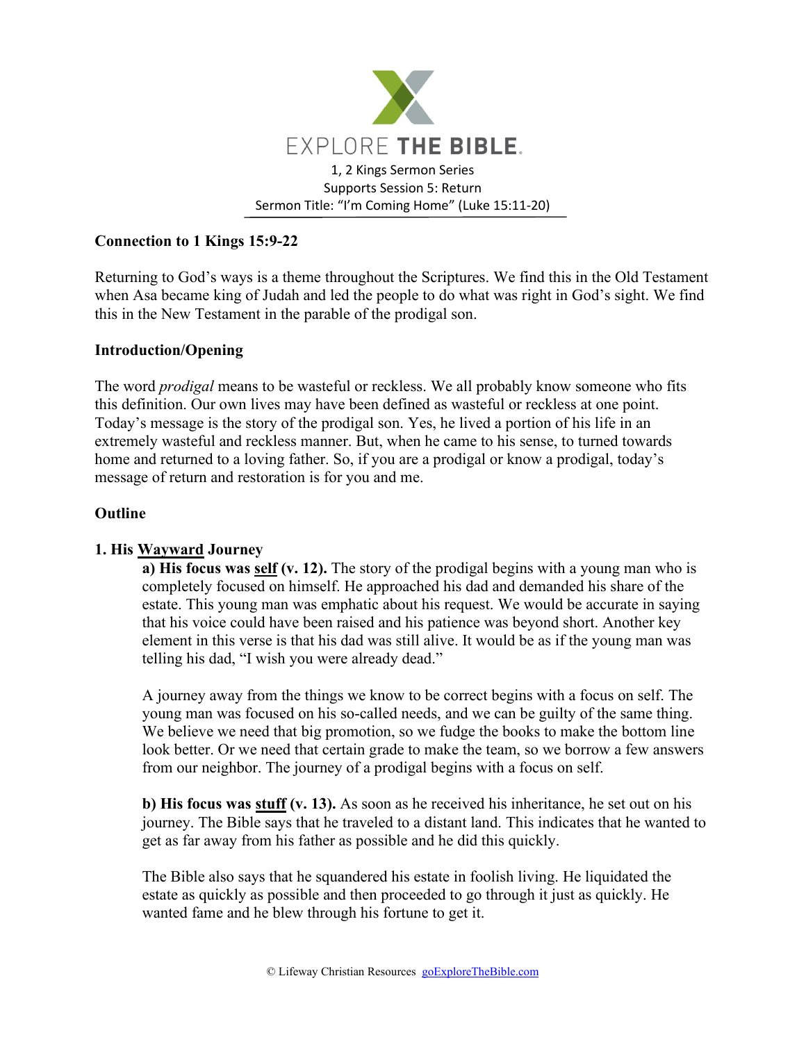EXPLORE **THE BIBLE**.

1, 2 Kings Sermon Series
Supports Session 5: Return
Sermon Title: "I'm Coming Home" (Luke 15:11-20)

**Connection to 1 Kings 15:9-22**

Returning to God's ways is a theme throughout the Scriptures. We find this in the Old Testament when Asa became king of Judah and led the people to do what was right in God's sight. We find this in the New Testament in the parable of the prodigal son.

**Introduction/Opening**

The word *prodigal* means to be wasteful or reckless. We all probably know someone who fits this definition. Our own lives may have been defined as wasteful or reckless at one point. Today's message is the story of the prodigal son. Yes, he lived a portion of his life in an extremely wasteful and reckless manner. But, when he came to his sense, to turned towards home and returned to a loving father. So, if you are a prodigal or know a prodigal, today's message of return and restoration is for you and me.

**Outline**

**1. His <u>Wayward</u> Journey**

**a) His focus was <u>self</u> (v. 12).** The story of the prodigal begins with a young man who is completely focused on himself. He approached his dad and demanded his share of the estate. This young man was emphatic about his request. We would be accurate in saying that his voice could have been raised and his patience was beyond short. Another key element in this verse is that his dad was still alive. It would be as if the young man was telling his dad, "I wish you were already dead."

A journey away from the things we know to be correct begins with a focus on self. The young man was focused on his so-called needs, and we can be guilty of the same thing. We believe we need that big promotion, so we fudge the books to make the bottom line look better. Or we need that certain grade to make the team, so we borrow a few answers from our neighbor. The journey of a prodigal begins with a focus on self.

**b) His focus was <u>stuff</u> (v. 13).** As soon as he received his inheritance, he set out on his journey. The Bible says that he traveled to a distant land. This indicates that he wanted to get as far away from his father as possible and he did this quickly.

The Bible also says that he squandered his estate in foolish living. He liquidated the estate as quickly as possible and then proceeded to go through it just as quickly. He wanted fame and he blew through his fortune to get it.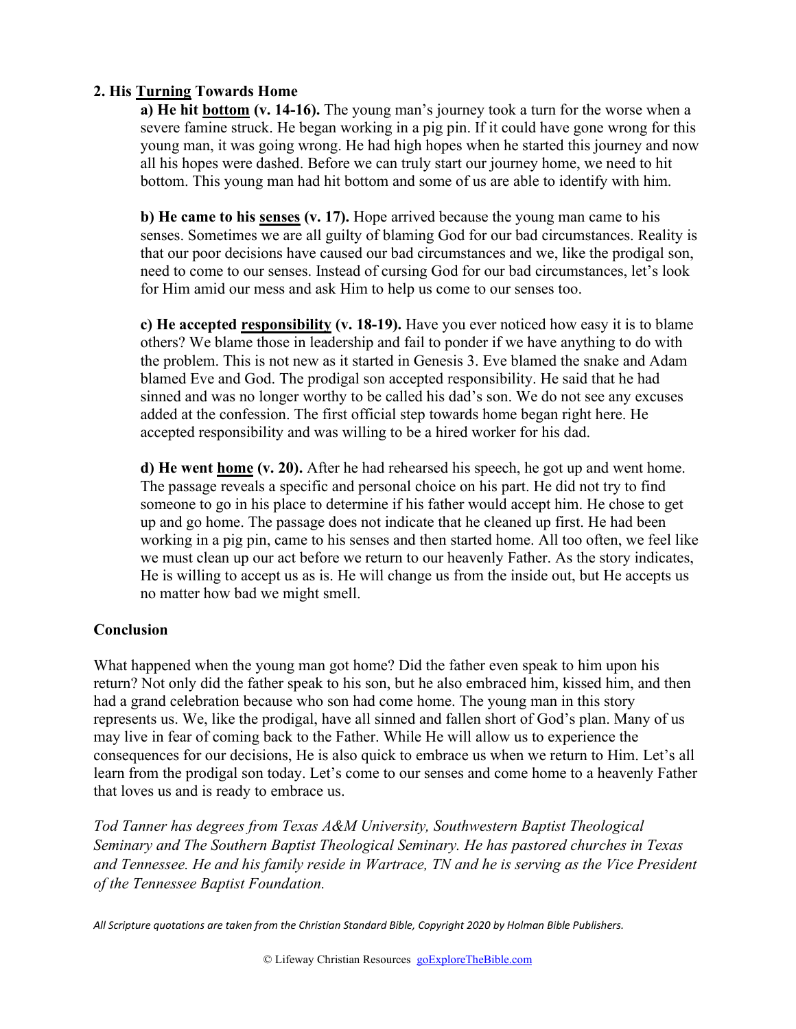## 2. His <u>Turning</u> Towards Home

**a) He hit <u>bottom</u> (v. 14-16).** The young man's journey took a turn for the worse when a severe famine struck. He began working in a pig pin. If it could have gone wrong for this young man, it was going wrong. He had high hopes when he started this journey and now all his hopes were dashed. Before we can truly start our journey home, we need to hit bottom. This young man had hit bottom and some of us are able to identify with him.

**b) He came to his <u>senses</u> (v. 17).** Hope arrived because the young man came to his senses. Sometimes we are all guilty of blaming God for our bad circumstances. Reality is that our poor decisions have caused our bad circumstances and we, like the prodigal son, need to come to our senses. Instead of cursing God for our bad circumstances, let's look for Him amid our mess and ask Him to help us come to our senses too.

**c) He accepted <u>responsibility</u> (v. 18-19).** Have you ever noticed how easy it is to blame others? We blame those in leadership and fail to ponder if we have anything to do with the problem. This is not new as it started in Genesis 3. Eve blamed the snake and Adam blamed Eve and God. The prodigal son accepted responsibility. He said that he had sinned and was no longer worthy to be called his dad's son. We do not see any excuses added at the confession. The first official step towards home began right here. He accepted responsibility and was willing to be a hired worker for his dad.

**d) He went <u>home</u> (v. 20).** After he had rehearsed his speech, he got up and went home. The passage reveals a specific and personal choice on his part. He did not try to find someone to go in his place to determine if his father would accept him. He chose to get up and go home. The passage does not indicate that he cleaned up first. He had been working in a pig pin, came to his senses and then started home. All too often, we feel like we must clean up our act before we return to our heavenly Father. As the story indicates, He is willing to accept us as is. He will change us from the inside out, but He accepts us no matter how bad we might smell.

## Conclusion

What happened when the young man got home? Did the father even speak to him upon his return? Not only did the father speak to his son, but he also embraced him, kissed him, and then had a grand celebration because who son had come home. The young man in this story represents us. We, like the prodigal, have all sinned and fallen short of God's plan. Many of us may live in fear of coming back to the Father. While He will allow us to experience the consequences for our decisions, He is also quick to embrace us when we return to Him. Let's all learn from the prodigal son today. Let's come to our senses and come home to a heavenly Father that loves us and is ready to embrace us.

*Tod Tanner has degrees from Texas A&M University, Southwestern Baptist Theological Seminary and The Southern Baptist Theological Seminary. He has pastored churches in Texas and Tennessee. He and his family reside in Wartrace, TN and he is serving as the Vice President of the Tennessee Baptist Foundation.*

*All Scripture quotations are taken from the Christian Standard Bible, Copyright 2020 by Holman Bible Publishers.*

© Lifeway Christian Resources goExploreTheBible.com